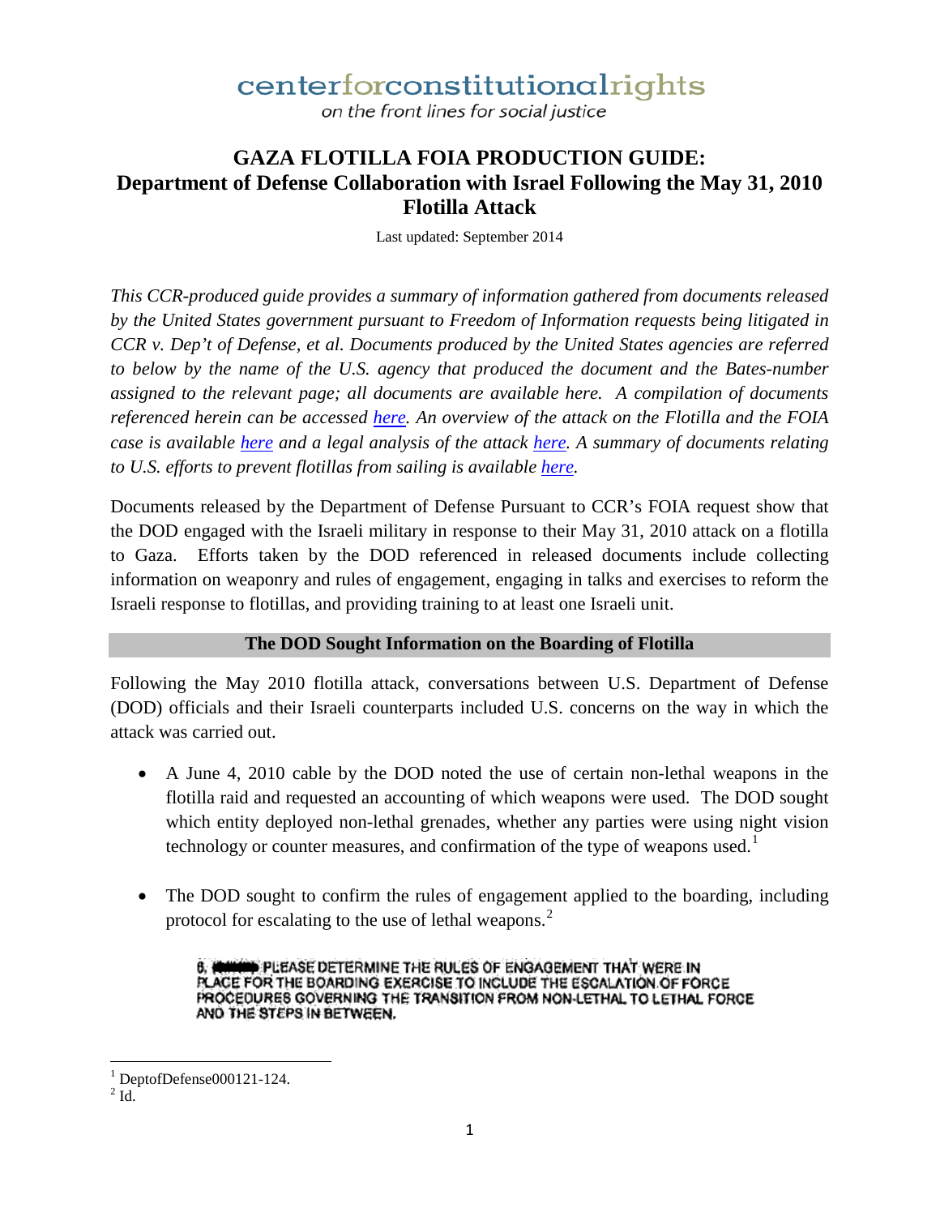centerforconstitutionalrights

*on the front lines for social justice*

# GAZA FLOTILLA FOIA PRODUCTION GUIDE: Department of Defense Collaboration with Israel Following the May 31, 2010 Flotilla Attack

Last updated: September 2014

*This CCR-produced guide provides a summary of information gathered from documents released by the United States government pursuant to Freedom of Information requests being litigated in CCR v. Dep't of Defense, et al. Documents produced by the United States agencies are referred to below by the name of the U.S. agency that produced the document and the Bates-number assigned to the relevant page; all documents are available here. A compilation of documents referenced herein can be accessed here. An overview of the attack on the Flotilla and the FOIA case is available here and a legal analysis of the attack here. A summary of documents relating to U.S. efforts to prevent flotillas from sailing is available here.*

Documents released by the Department of Defense Pursuant to CCR's FOIA request show that the DOD engaged with the Israeli military in response to their May 31, 2010 attack on a flotilla to Gaza. Efforts taken by the DOD referenced in released documents include collecting information on weaponry and rules of engagement, engaging in talks and exercises to reform the Israeli response to flotillas, and providing training to at least one Israeli unit.

## The DOD Sought Information on the Boarding of Flotilla

Following the May 2010 flotilla attack, conversations between U.S. Department of Defense (DOD) officials and their Israeli counterparts included U.S. concerns on the way in which the attack was carried out.

- A June 4, 2010 cable by the DOD noted the use of certain non-lethal weapons in the flotilla raid and requested an accounting of which weapons were used. The DOD sought which entity deployed non-lethal grenades, whether any parties were using night vision technology or counter measures, and confirmation of the type of weapons used.[1]

- The DOD sought to confirm the rules of engagement applied to the boarding, including protocol for escalating to the use of lethal weapons.[2]

> 6. [redacted] PLEASE DETERMINE THE RULES OF ENGAGEMENT THAT WERE IN PLACE FOR THE BOARDING EXERCISE TO INCLUDE THE ESCALATION OF FORCE PROCEDURES GOVERNING THE TRANSITION FROM NON-LETHAL TO LETHAL FORCE AND THE STEPS IN BETWEEN.

---

[1] DeptofDefense000121-124.

[2] Id.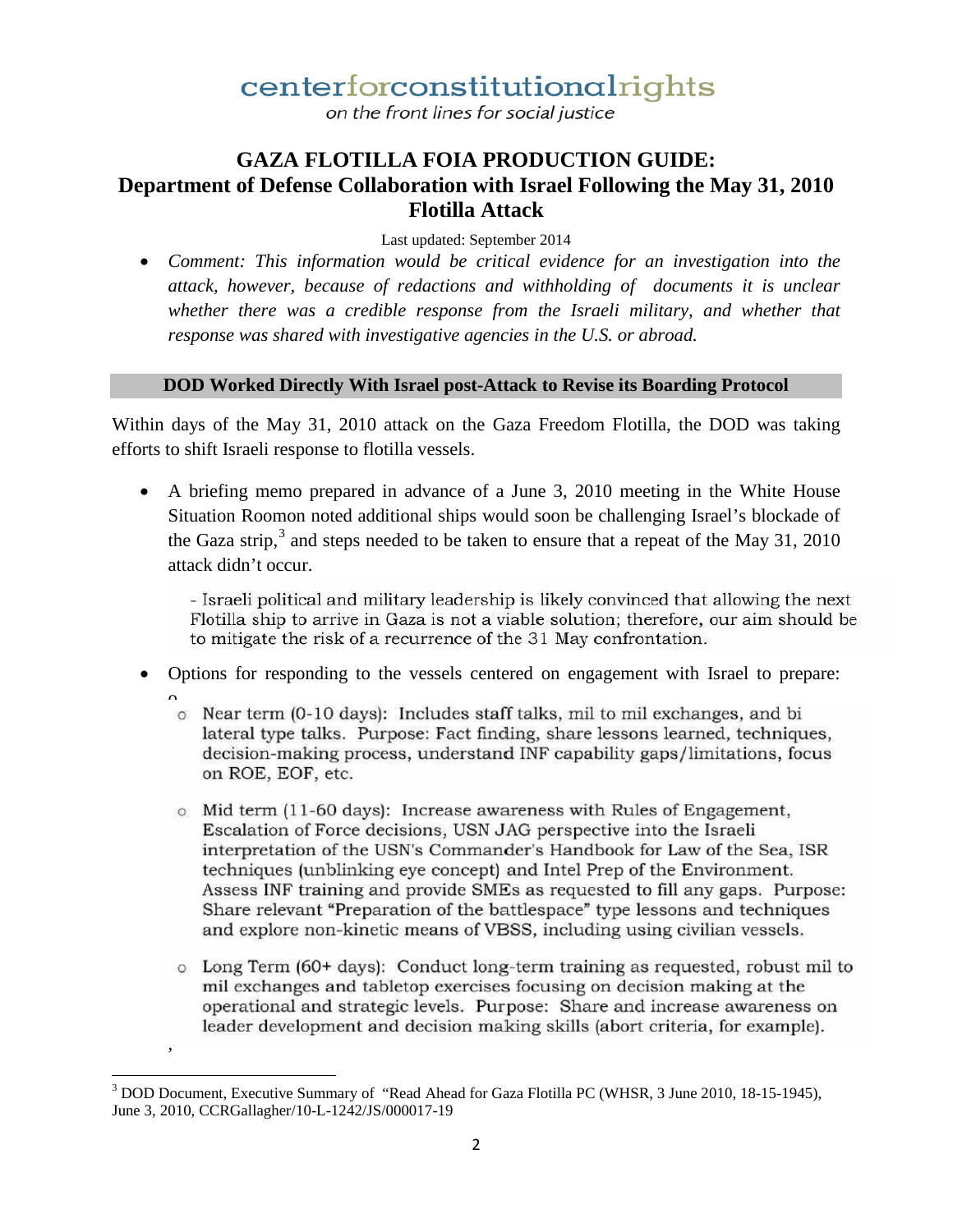centerforconstitutionalrights

*on the front lines for social justice*

# GAZA FLOTILLA FOIA PRODUCTION GUIDE: Department of Defense Collaboration with Israel Following the May 31, 2010 Flotilla Attack

Last updated: September 2014

- *Comment: This information would be critical evidence for an investigation into the attack, however, because of redactions and withholding of documents it is unclear whether there was a credible response from the Israeli military, and whether that response was shared with investigative agencies in the U.S. or abroad.*

## DOD Worked Directly With Israel post-Attack to Revise its Boarding Protocol

Within days of the May 31, 2010 attack on the Gaza Freedom Flotilla, the DOD was taking efforts to shift Israeli response to flotilla vessels.

- A briefing memo prepared in advance of a June 3, 2010 meeting in the White House Situation Roomon noted additional ships would soon be challenging Israel's blockade of the Gaza strip,[3] and steps needed to be taken to ensure that a repeat of the May 31, 2010 attack didn't occur.

> - Israeli political and military leadership is likely convinced that allowing the next Flotilla ship to arrive in Gaza is not a viable solution; therefore, our aim should be to mitigate the risk of a recurrence of the 31 May confrontation.

- Options for responding to the vessels centered on engagement with Israel to prepare:
  - Near term (0-10 days): Includes staff talks, mil to mil exchanges, and bi lateral type talks. Purpose: Fact finding, share lessons learned, techniques, decision-making process, understand INF capability gaps/limitations, focus on ROE, EOF, etc.
  - Mid term (11-60 days): Increase awareness with Rules of Engagement, Escalation of Force decisions, USN JAG perspective into the Israeli interpretation of the USN's Commander's Handbook for Law of the Sea, ISR techniques (unblinking eye concept) and Intel Prep of the Environment. Assess INF training and provide SMEs as requested to fill any gaps. Purpose: Share relevant "Preparation of the battlespace" type lessons and techniques and explore non-kinetic means of VBSS, including using civilian vessels.
  - Long Term (60+ days): Conduct long-term training as requested, robust mil to mil exchanges and tabletop exercises focusing on decision making at the operational and strategic levels. Purpose: Share and increase awareness on leader development and decision making skills (abort criteria, for example).

[3] DOD Document, Executive Summary of "Read Ahead for Gaza Flotilla PC (WHSR, 3 June 2010, 18-15-1945), June 3, 2010, CCRGallagher/10-L-1242/JS/000017-19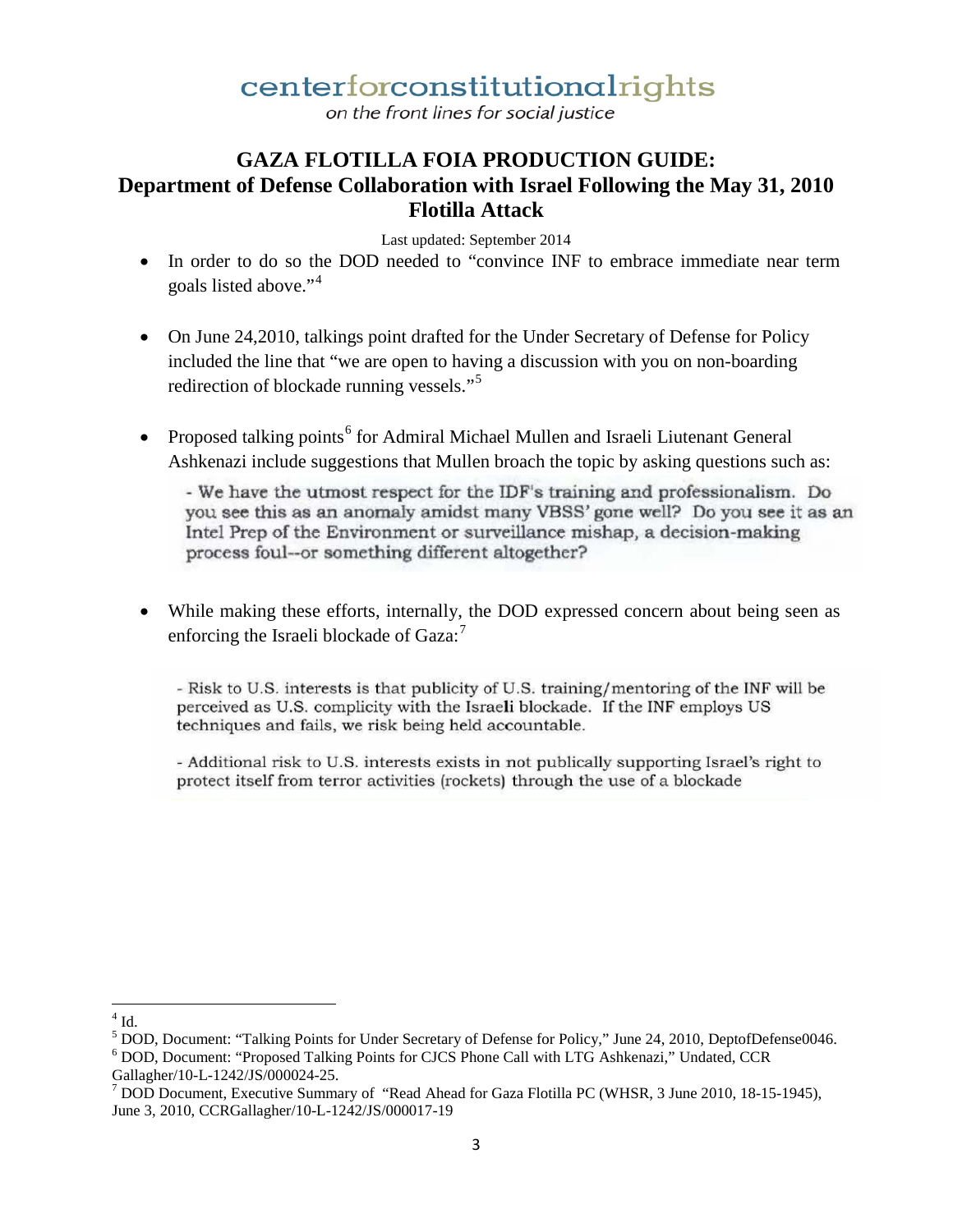# GAZA FLOTILLA FOIA PRODUCTION GUIDE: Department of Defense Collaboration with Israel Following the May 31, 2010 Flotilla Attack

Last updated: September 2014

- In order to do so the DOD needed to "convince INF to embrace immediate near term goals listed above."[4]

- On June 24,2010, talkings point drafted for the Under Secretary of Defense for Policy included the line that "we are open to having a discussion with you on non-boarding redirection of blockade running vessels."[5]

- Proposed talking points[6] for Admiral Michael Mullen and Israeli Liutenant General Ashkenazi include suggestions that Mullen broach the topic by asking questions such as:

  > - We have the utmost respect for the IDF's training and professionalism. Do you see this as an anomaly amidst many VBSS' gone well? Do you see it as an Intel Prep of the Environment or surveillance mishap, a decision-making process foul--or something different altogether?

- While making these efforts, internally, the DOD expressed concern about being seen as enforcing the Israeli blockade of Gaza:[7]

  > - Risk to U.S. interests is that publicity of U.S. training/mentoring of the INF will be perceived as U.S. complicity with the Israeli blockade. If the INF employs US techniques and fails, we risk being held accountable.
  >
  > - Additional risk to U.S. interests exists in not publically supporting Israel's right to protect itself from terror activities (rockets) through the use of a blockade

---

[4] Id.

[5] DOD, Document: "Talking Points for Under Secretary of Defense for Policy," June 24, 2010, DeptofDefense0046.

[6] DOD, Document: "Proposed Talking Points for CJCS Phone Call with LTG Ashkenazi," Undated, CCR Gallagher/10-L-1242/JS/000024-25.

[7] DOD Document, Executive Summary of "Read Ahead for Gaza Flotilla PC (WHSR, 3 June 2010, 18-15-1945), June 3, 2010, CCRGallagher/10-L-1242/JS/000017-19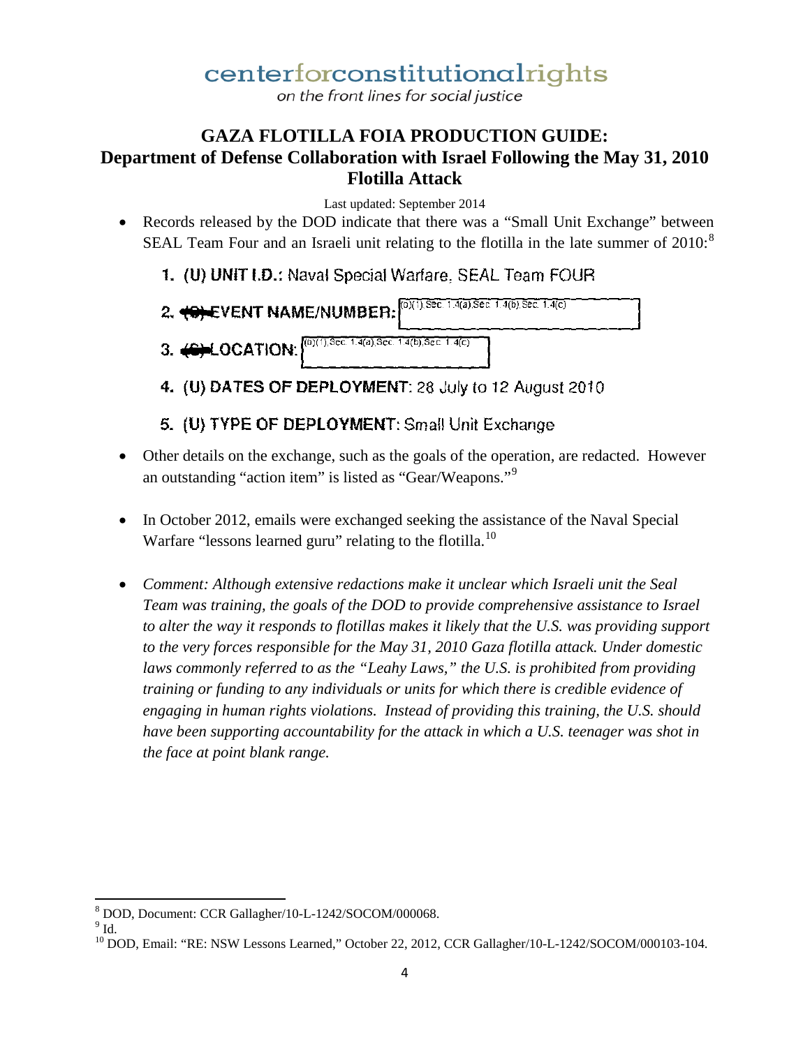centerforconstitutionalrights

*on the front lines for social justice*

## GAZA FLOTILLA FOIA PRODUCTION GUIDE: Department of Defense Collaboration with Israel Following the May 31, 2010 Flotilla Attack

Last updated: September 2014

- Records released by the DOD indicate that there was a "Small Unit Exchange" between SEAL Team Four and an Israeli unit relating to the flotilla in the late summer of 2010:[8]

  1. (U) UNIT I.D.: Naval Special Warfare, SEAL Team FOUR
  2. (S) EVENT NAME/NUMBER: (b)(1),Sec. 1.4(a),Sec. 1.4(b),Sec. 1.4(c)
  3. (S) LOCATION: (b)(1),Sec. 1.4(a),Sec. 1.4(b),Sec. 1.4(c)
  4. (U) DATES OF DEPLOYMENT: 28 July to 12 August 2010
  5. (U) TYPE OF DEPLOYMENT: Small Unit Exchange

- Other details on the exchange, such as the goals of the operation, are redacted. However an outstanding "action item" is listed as "Gear/Weapons."[9]

- In October 2012, emails were exchanged seeking the assistance of the Naval Special Warfare "lessons learned guru" relating to the flotilla.[10]

- *Comment: Although extensive redactions make it unclear which Israeli unit the Seal Team was training, the goals of the DOD to provide comprehensive assistance to Israel to alter the way it responds to flotillas makes it likely that the U.S. was providing support to the very forces responsible for the May 31, 2010 Gaza flotilla attack. Under domestic laws commonly referred to as the "Leahy Laws," the U.S. is prohibited from providing training or funding to any individuals or units for which there is credible evidence of engaging in human rights violations. Instead of providing this training, the U.S. should have been supporting accountability for the attack in which a U.S. teenager was shot in the face at point blank range.*

---

[8] DOD, Document: CCR Gallagher/10-L-1242/SOCOM/000068.

[9] Id.

[10] DOD, Email: "RE: NSW Lessons Learned," October 22, 2012, CCR Gallagher/10-L-1242/SOCOM/000103-104.